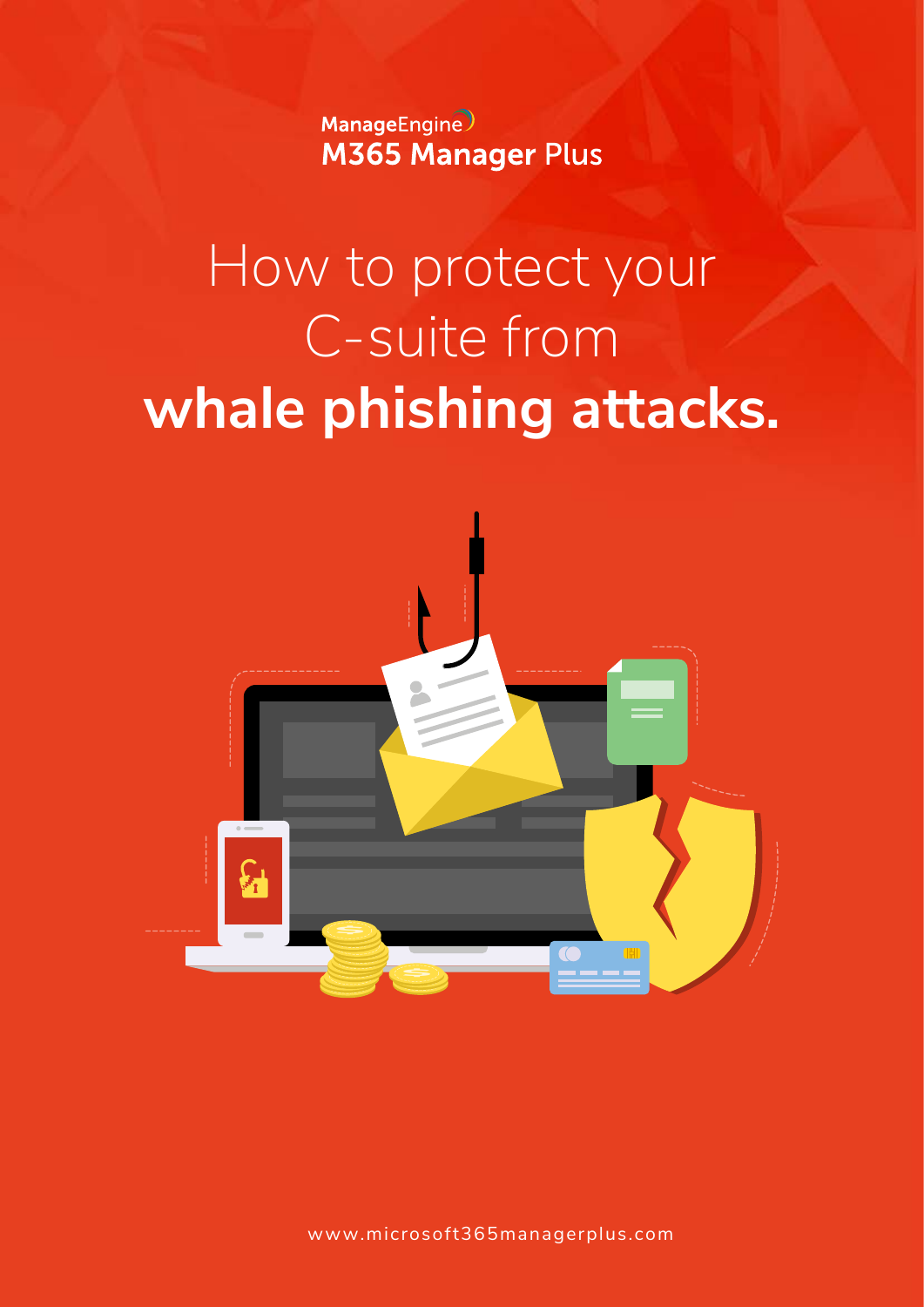ManageEngine
M365 Manager Plus

# How to protect your C-suite from **whale phishing attacks.**

www.microsoft365managerplus.com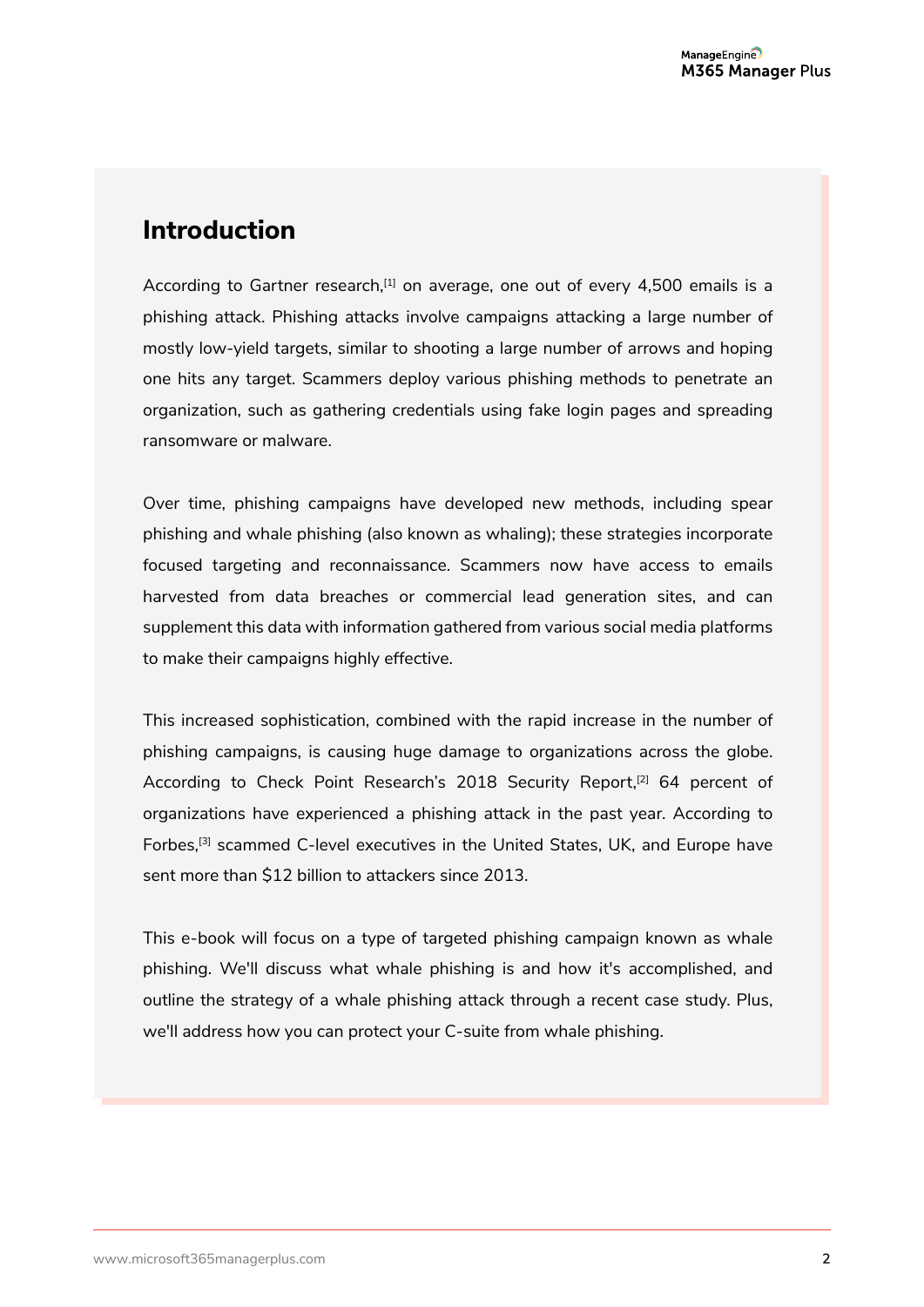## Introduction

According to Gartner research,[1] on average, one out of every 4,500 emails is a phishing attack. Phishing attacks involve campaigns attacking a large number of mostly low-yield targets, similar to shooting a large number of arrows and hoping one hits any target. Scammers deploy various phishing methods to penetrate an organization, such as gathering credentials using fake login pages and spreading ransomware or malware.

Over time, phishing campaigns have developed new methods, including spear phishing and whale phishing (also known as whaling); these strategies incorporate focused targeting and reconnaissance. Scammers now have access to emails harvested from data breaches or commercial lead generation sites, and can supplement this data with information gathered from various social media platforms to make their campaigns highly effective.

This increased sophistication, combined with the rapid increase in the number of phishing campaigns, is causing huge damage to organizations across the globe. According to Check Point Research's 2018 Security Report,[2] 64 percent of organizations have experienced a phishing attack in the past year. According to Forbes,[3] scammed C-level executives in the United States, UK, and Europe have sent more than $12 billion to attackers since 2013.

This e-book will focus on a type of targeted phishing campaign known as whale phishing. We'll discuss what whale phishing is and how it's accomplished, and outline the strategy of a whale phishing attack through a recent case study. Plus, we'll address how you can protect your C-suite from whale phishing.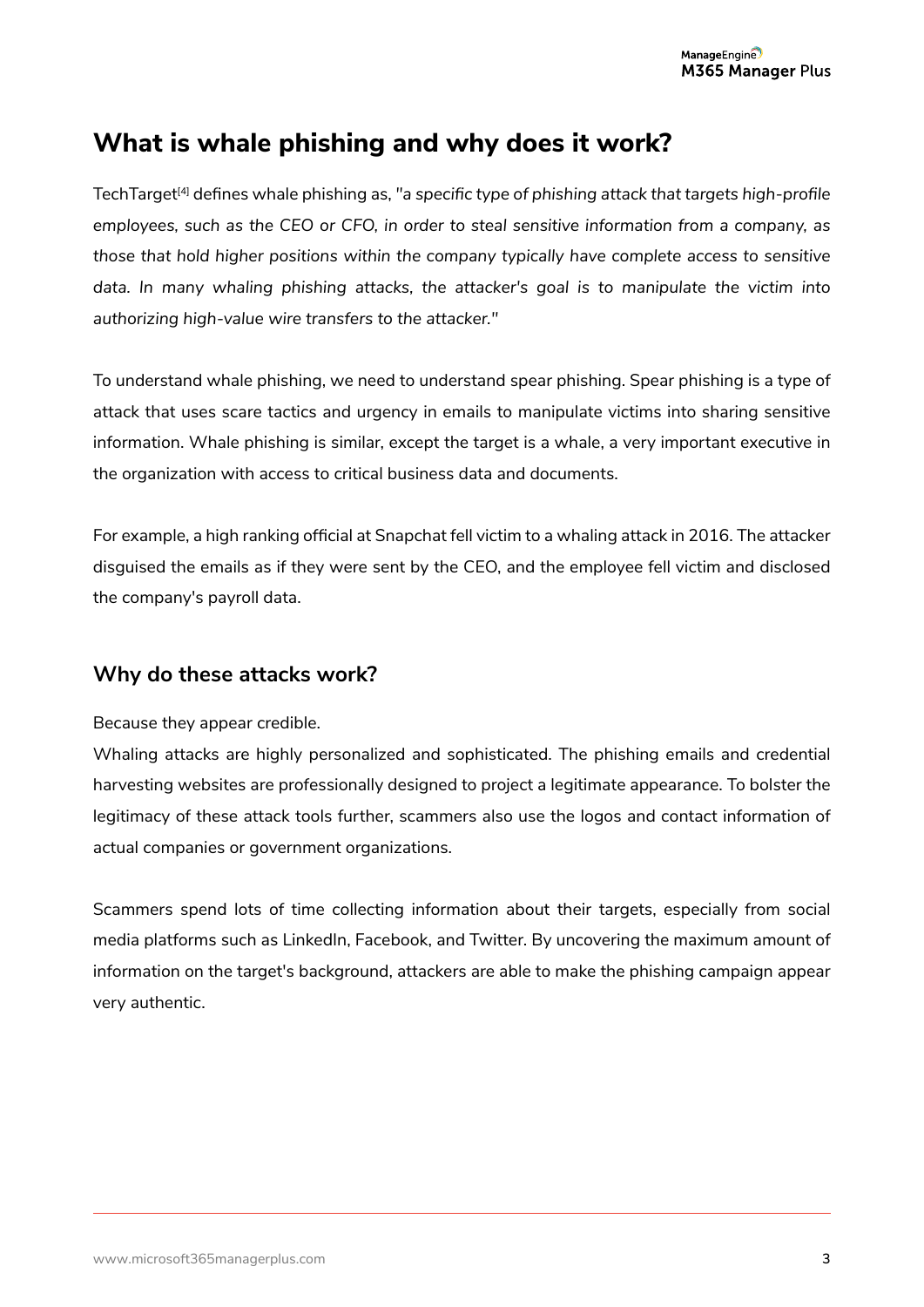# What is whale phishing and why does it work?

TechTarget[4] defines whale phishing as, *"a specific type of phishing attack that targets high-profile employees, such as the CEO or CFO, in order to steal sensitive information from a company, as those that hold higher positions within the company typically have complete access to sensitive data. In many whaling phishing attacks, the attacker's goal is to manipulate the victim into authorizing high-value wire transfers to the attacker."*

To understand whale phishing, we need to understand spear phishing. Spear phishing is a type of attack that uses scare tactics and urgency in emails to manipulate victims into sharing sensitive information. Whale phishing is similar, except the target is a whale, a very important executive in the organization with access to critical business data and documents.

For example, a high ranking official at Snapchat fell victim to a whaling attack in 2016. The attacker disguised the emails as if they were sent by the CEO, and the employee fell victim and disclosed the company's payroll data.

## Why do these attacks work?

Because they appear credible.

Whaling attacks are highly personalized and sophisticated. The phishing emails and credential harvesting websites are professionally designed to project a legitimate appearance. To bolster the legitimacy of these attack tools further, scammers also use the logos and contact information of actual companies or government organizations.

Scammers spend lots of time collecting information about their targets, especially from social media platforms such as LinkedIn, Facebook, and Twitter. By uncovering the maximum amount of information on the target's background, attackers are able to make the phishing campaign appear very authentic.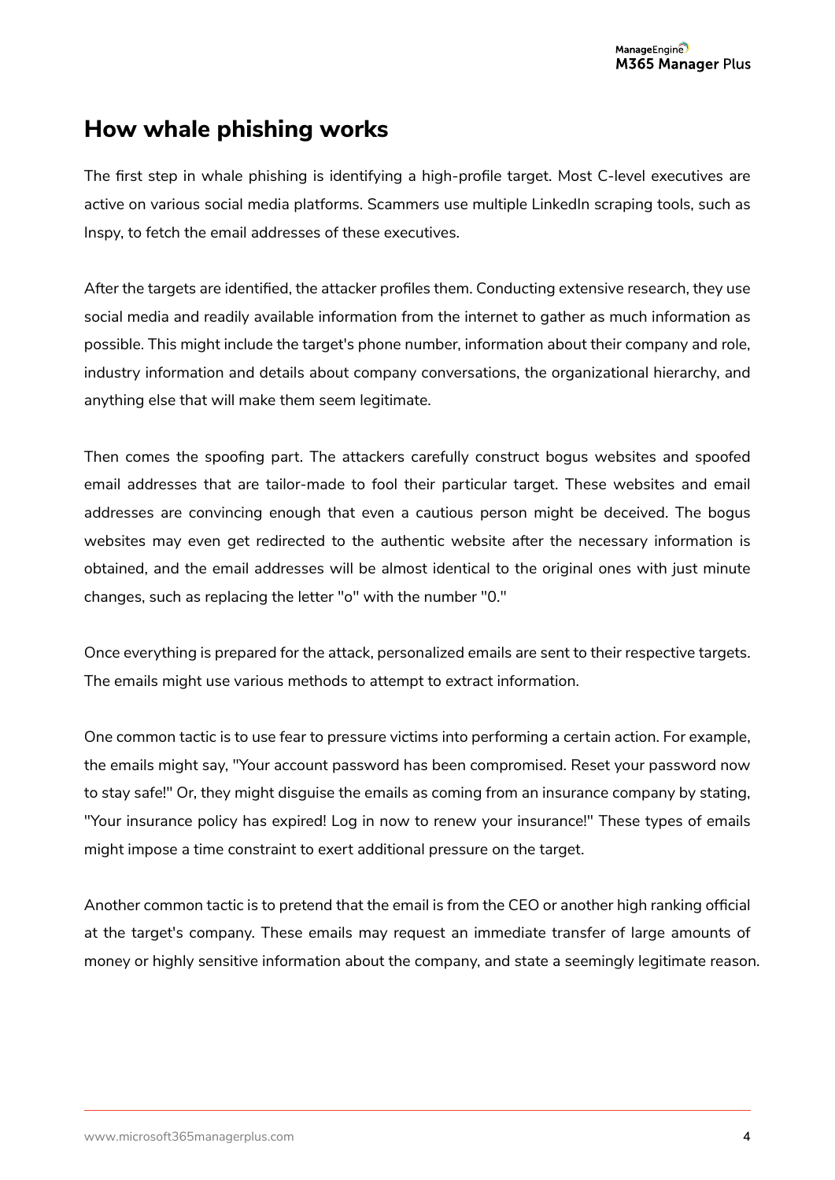## How whale phishing works

The first step in whale phishing is identifying a high-profile target. Most C-level executives are active on various social media platforms. Scammers use multiple LinkedIn scraping tools, such as Inspy, to fetch the email addresses of these executives.

After the targets are identified, the attacker profiles them. Conducting extensive research, they use social media and readily available information from the internet to gather as much information as possible. This might include the target's phone number, information about their company and role, industry information and details about company conversations, the organizational hierarchy, and anything else that will make them seem legitimate.

Then comes the spoofing part. The attackers carefully construct bogus websites and spoofed email addresses that are tailor-made to fool their particular target. These websites and email addresses are convincing enough that even a cautious person might be deceived. The bogus websites may even get redirected to the authentic website after the necessary information is obtained, and the email addresses will be almost identical to the original ones with just minute changes, such as replacing the letter "o" with the number "0."

Once everything is prepared for the attack, personalized emails are sent to their respective targets. The emails might use various methods to attempt to extract information.

One common tactic is to use fear to pressure victims into performing a certain action. For example, the emails might say, "Your account password has been compromised. Reset your password now to stay safe!" Or, they might disguise the emails as coming from an insurance company by stating, "Your insurance policy has expired! Log in now to renew your insurance!" These types of emails might impose a time constraint to exert additional pressure on the target.

Another common tactic is to pretend that the email is from the CEO or another high ranking official at the target's company. These emails may request an immediate transfer of large amounts of money or highly sensitive information about the company, and state a seemingly legitimate reason.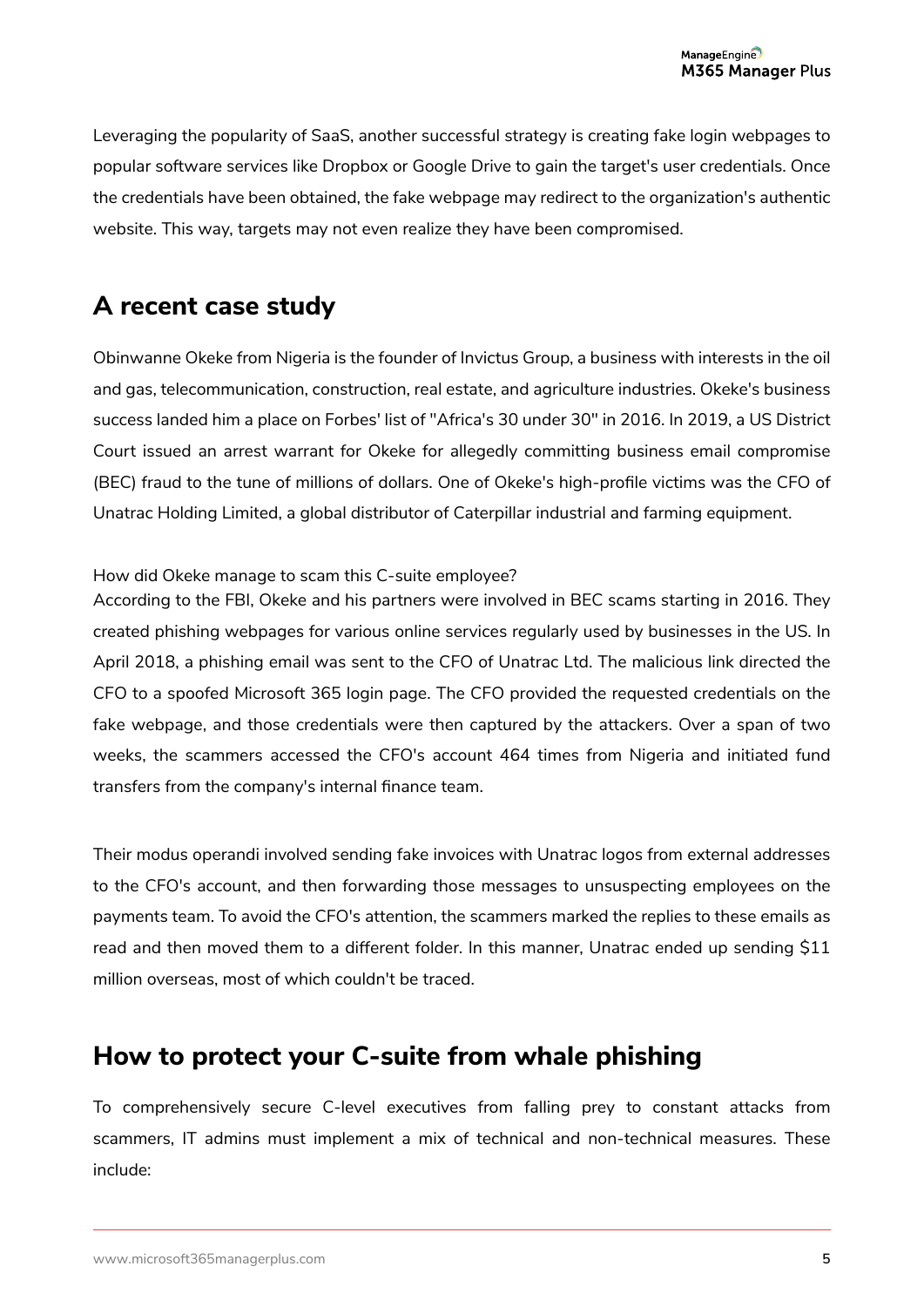Leveraging the popularity of SaaS, another successful strategy is creating fake login webpages to popular software services like Dropbox or Google Drive to gain the target's user credentials. Once the credentials have been obtained, the fake webpage may redirect to the organization's authentic website. This way, targets may not even realize they have been compromised.

## A recent case study

Obinwanne Okeke from Nigeria is the founder of Invictus Group, a business with interests in the oil and gas, telecommunication, construction, real estate, and agriculture industries. Okeke's business success landed him a place on Forbes' list of "Africa's 30 under 30" in 2016. In 2019, a US District Court issued an arrest warrant for Okeke for allegedly committing business email compromise (BEC) fraud to the tune of millions of dollars. One of Okeke's high-profile victims was the CFO of Unatrac Holding Limited, a global distributor of Caterpillar industrial and farming equipment.

How did Okeke manage to scam this C-suite employee?
According to the FBI, Okeke and his partners were involved in BEC scams starting in 2016. They created phishing webpages for various online services regularly used by businesses in the US. In April 2018, a phishing email was sent to the CFO of Unatrac Ltd. The malicious link directed the CFO to a spoofed Microsoft 365 login page. The CFO provided the requested credentials on the fake webpage, and those credentials were then captured by the attackers. Over a span of two weeks, the scammers accessed the CFO's account 464 times from Nigeria and initiated fund transfers from the company's internal finance team.

Their modus operandi involved sending fake invoices with Unatrac logos from external addresses to the CFO's account, and then forwarding those messages to unsuspecting employees on the payments team. To avoid the CFO's attention, the scammers marked the replies to these emails as read and then moved them to a different folder. In this manner, Unatrac ended up sending $11 million overseas, most of which couldn't be traced.

## How to protect your C-suite from whale phishing

To comprehensively secure C-level executives from falling prey to constant attacks from scammers, IT admins must implement a mix of technical and non-technical measures. These include: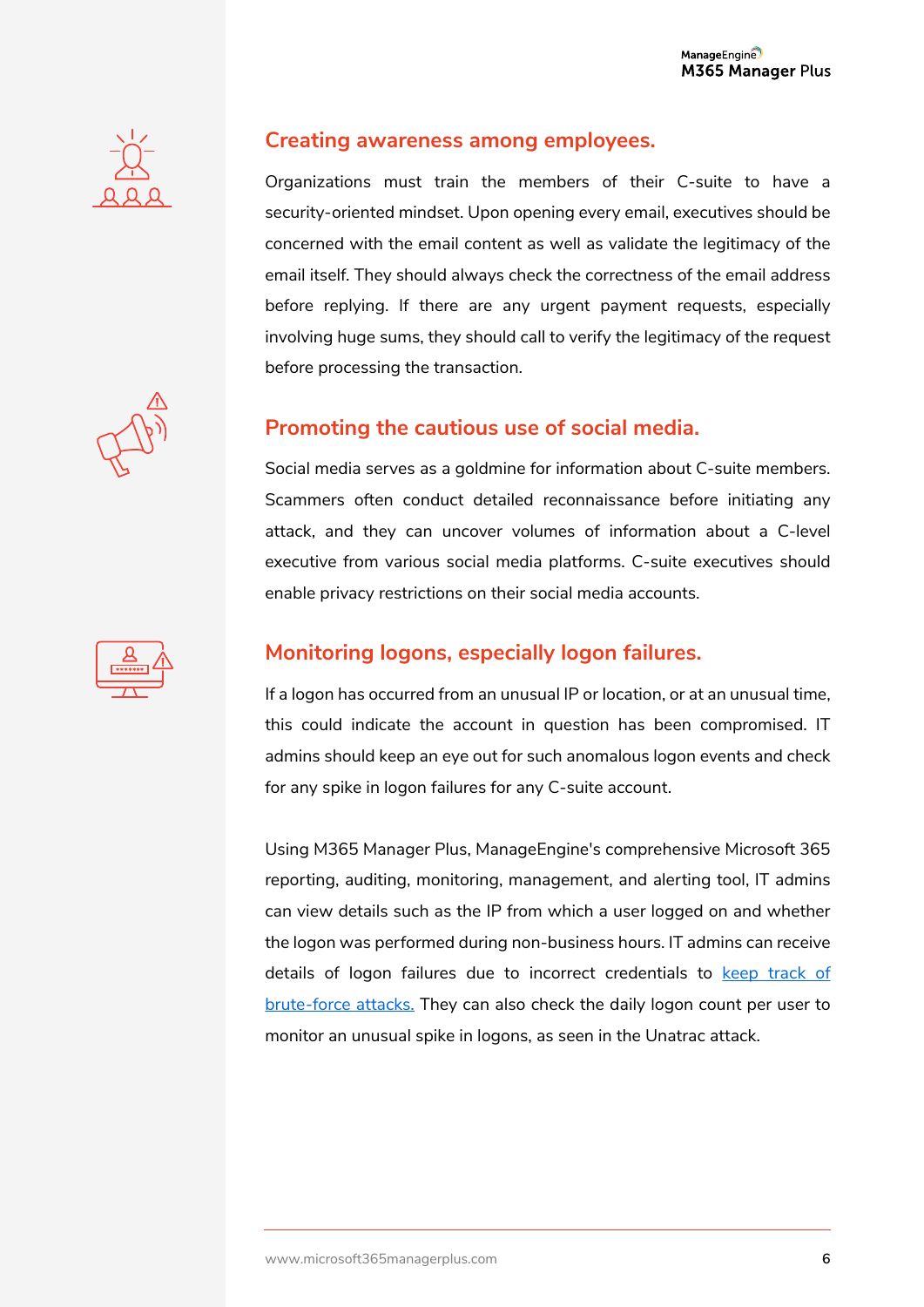## Creating awareness among employees.

Organizations must train the members of their C-suite to have a security-oriented mindset. Upon opening every email, executives should be concerned with the email content as well as validate the legitimacy of the email itself. They should always check the correctness of the email address before replying. If there are any urgent payment requests, especially involving huge sums, they should call to verify the legitimacy of the request before processing the transaction.

## Promoting the cautious use of social media.

Social media serves as a goldmine for information about C-suite members. Scammers often conduct detailed reconnaissance before initiating any attack, and they can uncover volumes of information about a C-level executive from various social media platforms. C-suite executives should enable privacy restrictions on their social media accounts.

## Monitoring logons, especially logon failures.

If a logon has occurred from an unusual IP or location, or at an unusual time, this could indicate the account in question has been compromised. IT admins should keep an eye out for such anomalous logon events and check for any spike in logon failures for any C-suite account.

Using M365 Manager Plus, ManageEngine's comprehensive Microsoft 365 reporting, auditing, monitoring, management, and alerting tool, IT admins can view details such as the IP from which a user logged on and whether the logon was performed during non-business hours. IT admins can receive details of logon failures due to incorrect credentials to keep track of brute-force attacks. They can also check the daily logon count per user to monitor an unusual spike in logons, as seen in the Unatrac attack.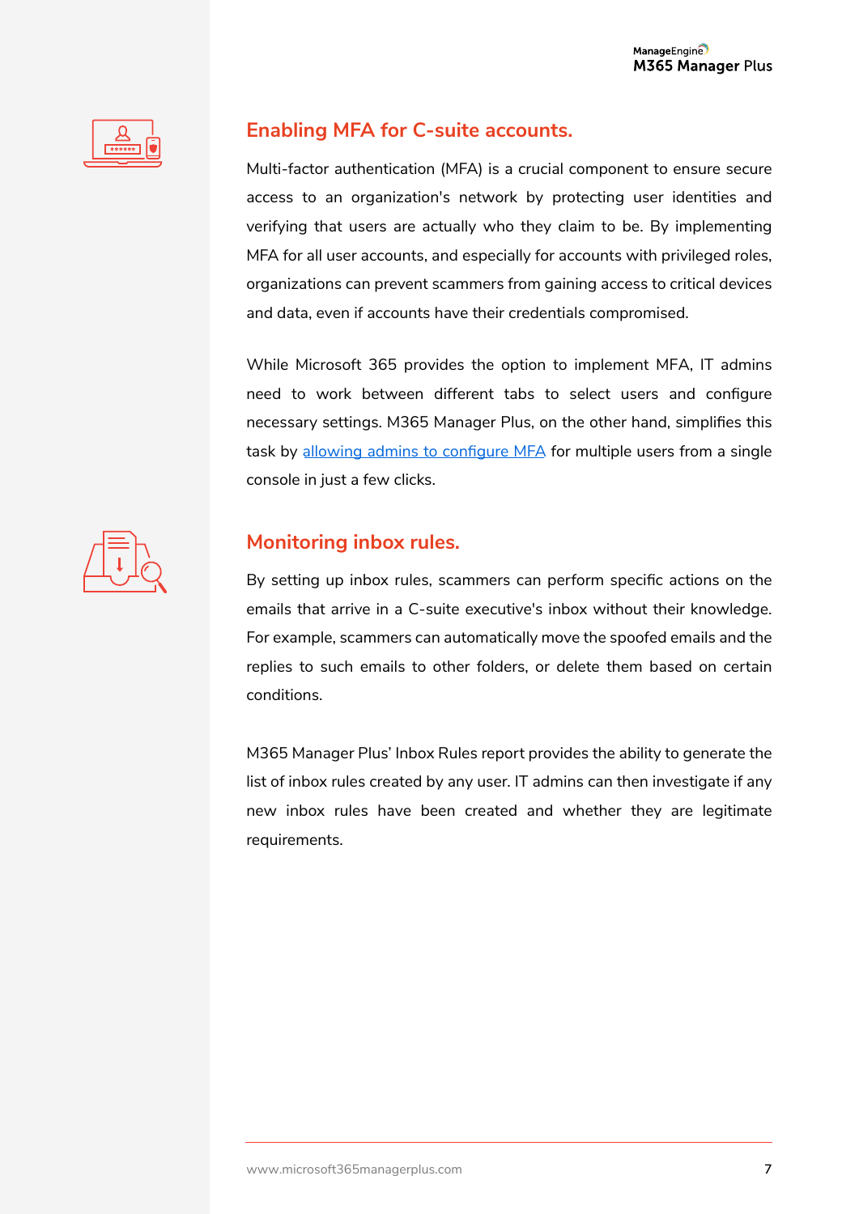## Enabling MFA for C-suite accounts.

Multi-factor authentication (MFA) is a crucial component to ensure secure access to an organization's network by protecting user identities and verifying that users are actually who they claim to be. By implementing MFA for all user accounts, and especially for accounts with privileged roles, organizations can prevent scammers from gaining access to critical devices and data, even if accounts have their credentials compromised.

While Microsoft 365 provides the option to implement MFA, IT admins need to work between different tabs to select users and configure necessary settings. M365 Manager Plus, on the other hand, simplifies this task by allowing admins to configure MFA for multiple users from a single console in just a few clicks.

## Monitoring inbox rules.

By setting up inbox rules, scammers can perform specific actions on the emails that arrive in a C-suite executive's inbox without their knowledge. For example, scammers can automatically move the spoofed emails and the replies to such emails to other folders, or delete them based on certain conditions.

M365 Manager Plus' Inbox Rules report provides the ability to generate the list of inbox rules created by any user. IT admins can then investigate if any new inbox rules have been created and whether they are legitimate requirements.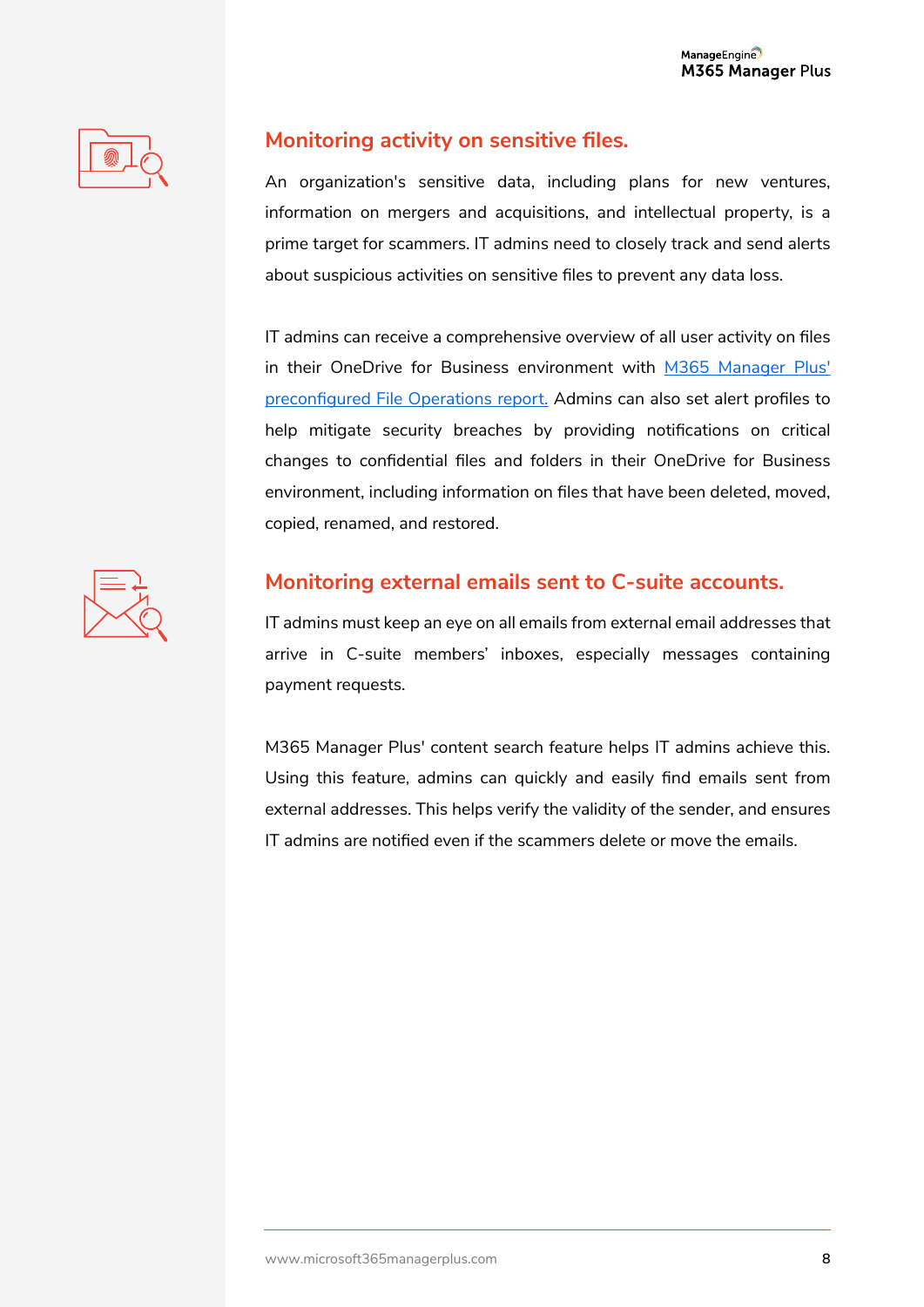## Monitoring activity on sensitive files.

An organization's sensitive data, including plans for new ventures, information on mergers and acquisitions, and intellectual property, is a prime target for scammers. IT admins need to closely track and send alerts about suspicious activities on sensitive files to prevent any data loss.

IT admins can receive a comprehensive overview of all user activity on files in their OneDrive for Business environment with [M365 Manager Plus' preconfigured File Operations report.] Admins can also set alert profiles to help mitigate security breaches by providing notifications on critical changes to confidential files and folders in their OneDrive for Business environment, including information on files that have been deleted, moved, copied, renamed, and restored.

## Monitoring external emails sent to C-suite accounts.

IT admins must keep an eye on all emails from external email addresses that arrive in C-suite members' inboxes, especially messages containing payment requests.

M365 Manager Plus' content search feature helps IT admins achieve this. Using this feature, admins can quickly and easily find emails sent from external addresses. This helps verify the validity of the sender, and ensures IT admins are notified even if the scammers delete or move the emails.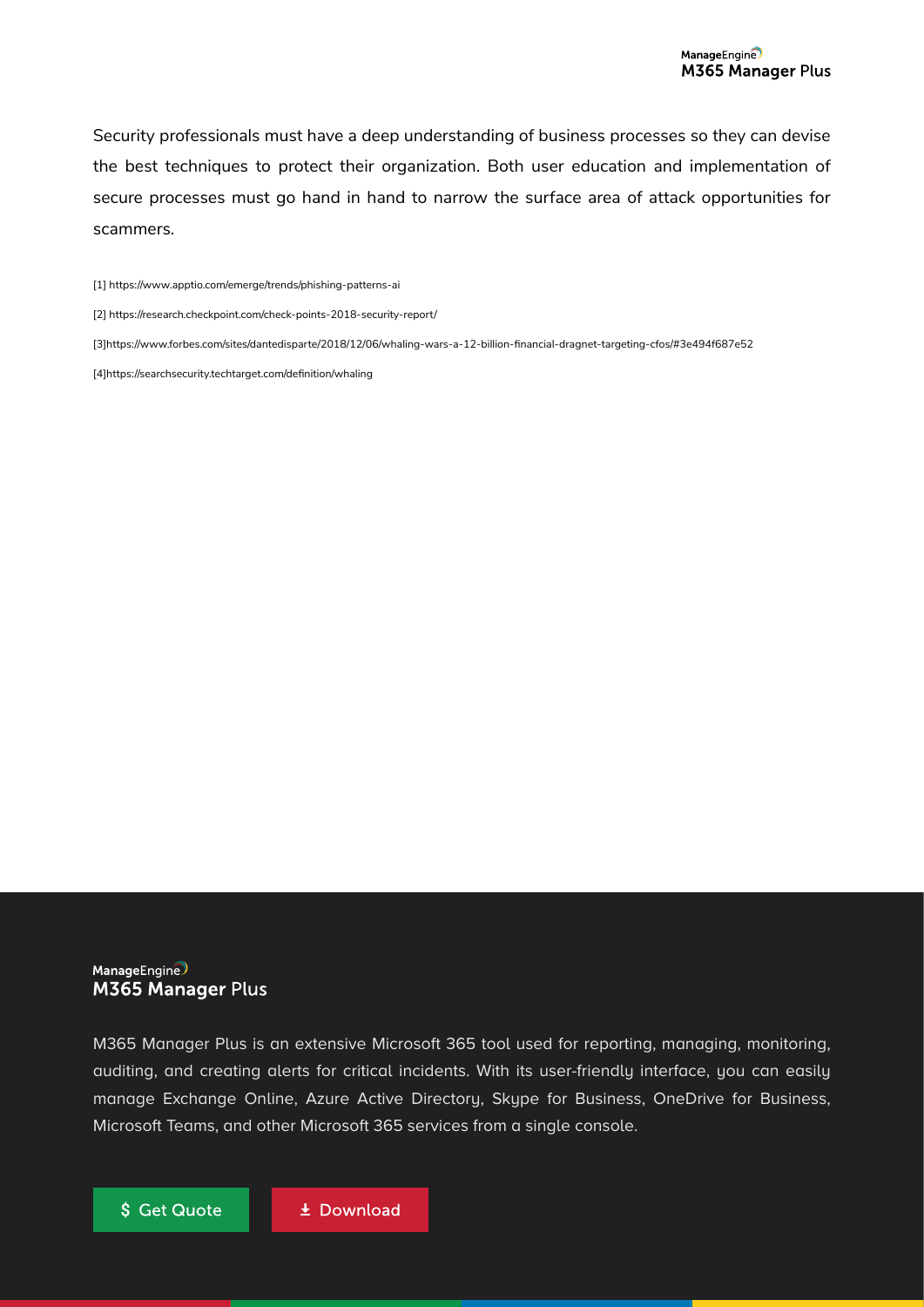Security professionals must have a deep understanding of business processes so they can devise the best techniques to protect their organization. Both user education and implementation of secure processes must go hand in hand to narrow the surface area of attack opportunities for scammers.

[1] https://www.apptio.com/emerge/trends/phishing-patterns-ai

[2] https://research.checkpoint.com/check-points-2018-security-report/

[3]https://www.forbes.com/sites/dantedisparte/2018/12/06/whaling-wars-a-12-billion-financial-dragnet-targeting-cfos/#3e494f687e52

[4]https://searchsecurity.techtarget.com/definition/whaling

ManageEngine
**M365 Manager Plus**

M365 Manager Plus is an extensive Microsoft 365 tool used for reporting, managing, monitoring, auditing, and creating alerts for critical incidents. With its user-friendly interface, you can easily manage Exchange Online, Azure Active Directory, Skype for Business, OneDrive for Business, Microsoft Teams, and other Microsoft 365 services from a single console.

$ Get Quote

Download